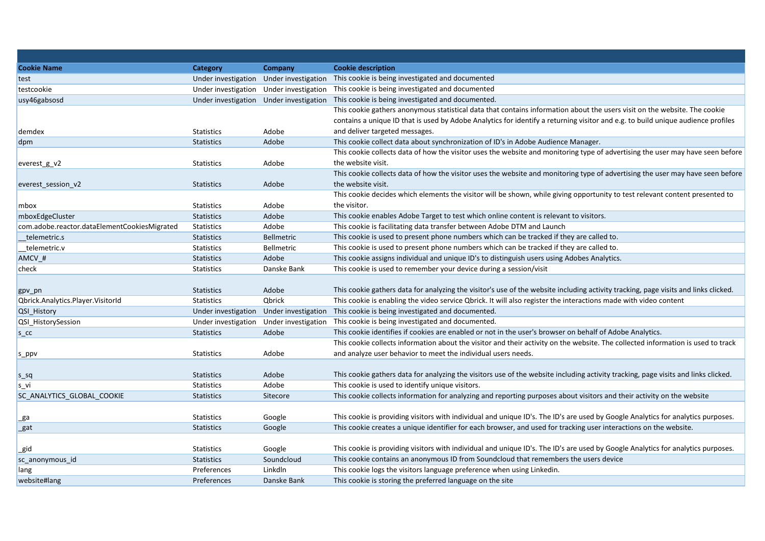| Cookie Name | Category | Company | Cookie description |
|---|---|---|---|
| test | Under investigation | Under investigation | This cookie is being investigated and documented |
| testcookie | Under investigation | Under investigation | This cookie is being investigated and documented |
| usy46gabsosd | Under investigation | Under investigation | This cookie is being investigated and documented. |
| demdex | Statistics | Adobe | This cookie gathers anonymous statistical data that contains information about the users visit on the website. The cookie contains a unique ID that is used by Adobe Analytics for identify a returning visitor and e.g. to build unique audience profiles and deliver targeted messages. |
| dpm | Statistics | Adobe | This cookie collect data about synchronization of ID's in Adobe Audience Manager. |
| everest_g_v2 | Statistics | Adobe | This cookie collects data of how the visitor uses the website and monitoring type of advertising the user may have seen before the website visit. |
| everest_session_v2 | Statistics | Adobe | This cookie collects data of how the visitor uses the website and monitoring type of advertising the user may have seen before the website visit. |
| mbox | Statistics | Adobe | This cookie decides which elements the visitor will be shown, while giving opportunity to test relevant content presented to the visitor. |
| mboxEdgeCluster | Statistics | Adobe | This cookie enables Adobe Target to test which online content is relevant to visitors. |
| com.adobe.reactor.dataElementCookiesMigrated | Statistics | Adobe | This cookie is facilitating data transfer between Adobe DTM and Launch |
| __telemetric.s | Statistics | Bellmetric | This cookie is used to present phone numbers which can be tracked if they are called to. |
| __telemetric.v | Statistics | Bellmetric | This cookie is used to present phone numbers which can be tracked if they are called to. |
| AMCV_# | Statistics | Adobe | This cookie assigns individual and unique ID's to distinguish users using Adobes Analytics. |
| check | Statistics | Danske Bank | This cookie is used to remember your device during a session/visit |
| gpv_pn | Statistics | Adobe | This cookie gathers data for analyzing the visitor's use of the website including activity tracking, page visits and links clicked. |
| Qbrick.Analytics.Player.VisitorId | Statistics | Qbrick | This cookie is enabling the video service Qbrick. It will also register the interactions made with video content |
| QSI_History | Under investigation | Under investigation | This cookie is being investigated and documented. |
| QSI_HistorySession | Under investigation | Under investigation | This cookie is being investigated and documented. |
| s_cc | Statistics | Adobe | This cookie identifies if cookies are enabled or not in the user's browser on behalf of Adobe Analytics. |
| s_ppv | Statistics | Adobe | This cookie collects information about the visitor and their activity on the website. The collected information is used to track and analyze user behavior to meet the individual users needs. |
| s_sq | Statistics | Adobe | This cookie gathers data for analyzing the visitors use of the website including activity tracking, page visits and links clicked. |
| s_vi | Statistics | Adobe | This cookie is used to identify unique visitors. |
| SC_ANALYTICS_GLOBAL_COOKIE | Statistics | Sitecore | This cookie collects information for analyzing and reporting purposes about visitors and their activity on the website |
| _ga | Statistics | Google | This cookie is providing visitors with individual and unique ID's. The ID's are used by Google Analytics for analytics purposes. |
| _gat | Statistics | Google | This cookie creates a unique identifier for each browser, and used for tracking user interactions on the website. |
| _gid | Statistics | Google | This cookie is providing visitors with individual and unique ID's. The ID's are used by Google Analytics for analytics purposes. |
| sc_anonymous_id | Statistics | Soundcloud | This cookie contains an anonymous ID from Soundcloud that remembers the users device |
| lang | Preferences | LinkdIn | This cookie logs the visitors language preference when using Linkedin. |
| website#lang | Preferences | Danske Bank | This cookie is storing the preferred language on the site |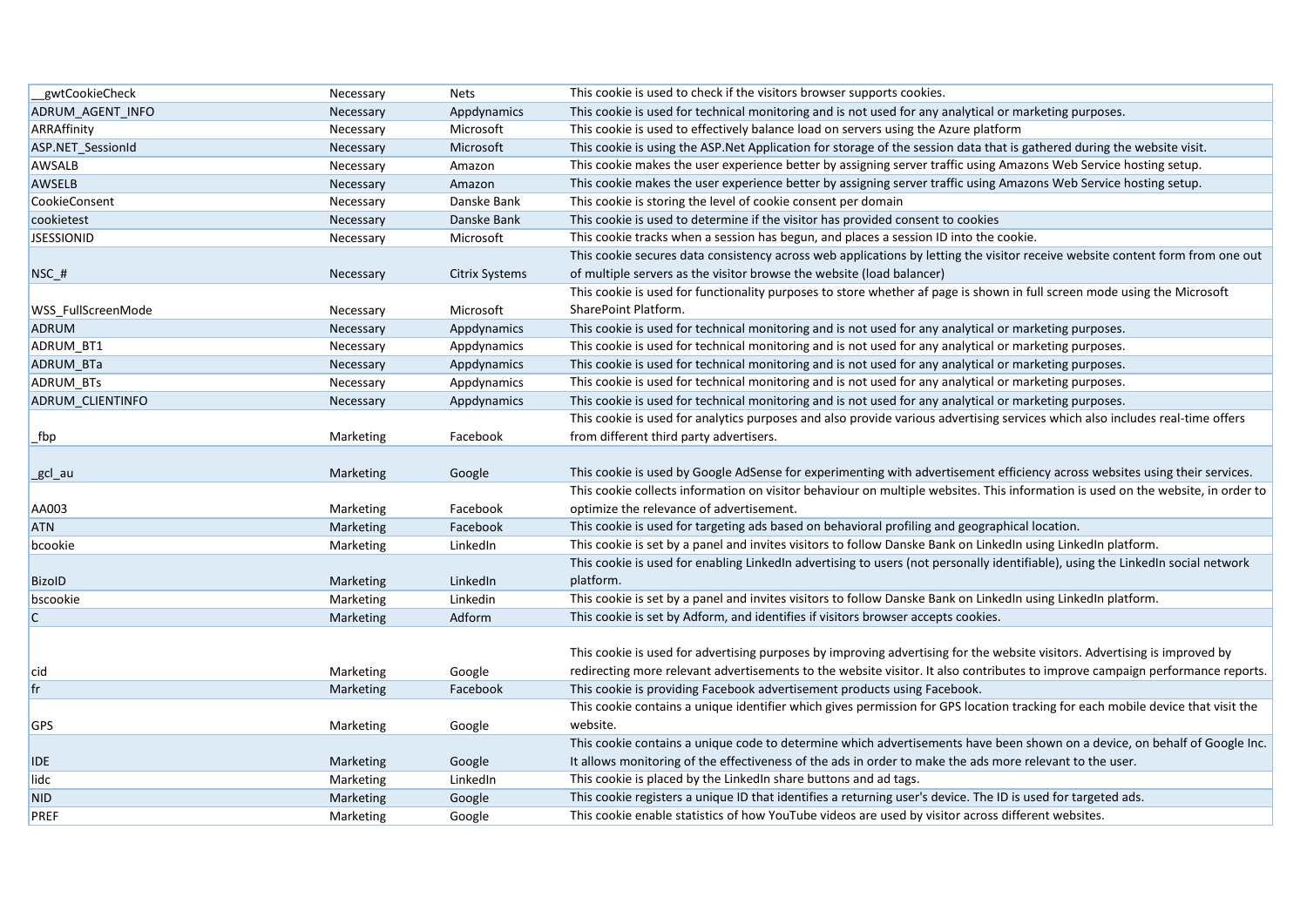| __gwtCookieCheck | Necessary | Nets | This cookie is used to check if the visitors browser supports cookies. |
|---|---|---|---|
| ADRUM_AGENT_INFO | Necessary | Appdynamics | This cookie is used for technical monitoring and is not used for any analytical or marketing purposes. |
| ARRAffinity | Necessary | Microsoft | This cookie is used to effectively balance load on servers using the Azure platform |
| ASP.NET_SessionId | Necessary | Microsoft | This cookie is using the ASP.Net Application for storage of the session data that is gathered during the website visit. |
| AWSALB | Necessary | Amazon | This cookie makes the user experience better by assigning server traffic using Amazons Web Service hosting setup. |
| AWSELB | Necessary | Amazon | This cookie makes the user experience better by assigning server traffic using Amazons Web Service hosting setup. |
| CookieConsent | Necessary | Danske Bank | This cookie is storing the level of cookie consent per domain |
| cookietest | Necessary | Danske Bank | This cookie is used to determine if the visitor has provided consent to cookies |
| JSESSIONID | Necessary | Microsoft | This cookie tracks when a session has begun, and places a session ID into the cookie. |
| NSC_# | Necessary | Citrix Systems | This cookie secures data consistency across web applications by letting the visitor receive website content form from one out of multiple servers as the visitor browse the website (load balancer) |
| WSS_FullScreenMode | Necessary | Microsoft | This cookie is used for functionality purposes to store whether af page is shown in full screen mode using the Microsoft SharePoint Platform. |
| ADRUM | Necessary | Appdynamics | This cookie is used for technical monitoring and is not used for any analytical or marketing purposes. |
| ADRUM_BT1 | Necessary | Appdynamics | This cookie is used for technical monitoring and is not used for any analytical or marketing purposes. |
| ADRUM_BTa | Necessary | Appdynamics | This cookie is used for technical monitoring and is not used for any analytical or marketing purposes. |
| ADRUM_BTs | Necessary | Appdynamics | This cookie is used for technical monitoring and is not used for any analytical or marketing purposes. |
| ADRUM_CLIENTINFO | Necessary | Appdynamics | This cookie is used for technical monitoring and is not used for any analytical or marketing purposes. |
| _fbp | Marketing | Facebook | This cookie is used for analytics purposes and also provide various advertising services which also includes real-time offers from different third party advertisers. |
| _gcl_au | Marketing | Google | This cookie is used by Google AdSense for experimenting with advertisement efficiency across websites using their services. |
| AA003 | Marketing | Facebook | This cookie collects information on visitor behaviour on multiple websites. This information is used on the website, in order to optimize the relevance of advertisement. |
| ATN | Marketing | Facebook | This cookie is used for targeting ads based on behavioral profiling and geographical location. |
| bcookie | Marketing | LinkedIn | This cookie is set by a panel and invites visitors to follow Danske Bank on LinkedIn using LinkedIn platform. |
| BizoID | Marketing | LinkedIn | This cookie is used for enabling LinkedIn advertising to users (not personally identifiable), using the LinkedIn social network platform. |
| bscookie | Marketing | Linkedin | This cookie is set by a panel and invites visitors to follow Danske Bank on LinkedIn using LinkedIn platform. |
| C | Marketing | Adform | This cookie is set by Adform, and identifies if visitors browser accepts cookies. |
| cid | Marketing | Google | This cookie is used for advertising purposes by improving advertising for the website visitors. Advertising is improved by redirecting more relevant advertisements to the website visitor. It also contributes to improve campaign performance reports. |
| fr | Marketing | Facebook | This cookie is providing Facebook advertisement products using Facebook. |
| GPS | Marketing | Google | This cookie contains a unique identifier which gives permission for GPS location tracking for each mobile device that visit the website. |
| IDE | Marketing | Google | This cookie contains a unique code to determine which advertisements have been shown on a device, on behalf of Google Inc. It allows monitoring of the effectiveness of the ads in order to make the ads more relevant to the user. |
| lidc | Marketing | LinkedIn | This cookie is placed by the LinkedIn share buttons and ad tags. |
| NID | Marketing | Google | This cookie registers a unique ID that identifies a returning user's device. The ID is used for targeted ads. |
| PREF | Marketing | Google | This cookie enable statistics of how YouTube videos are used by visitor across different websites. |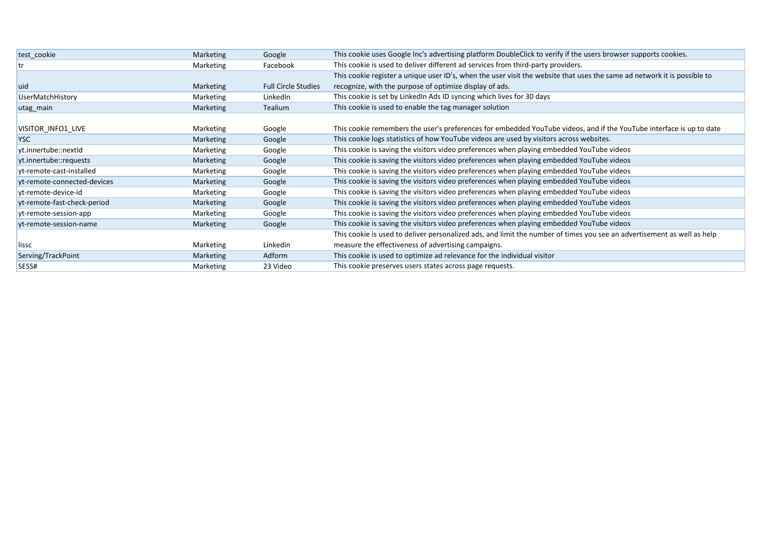| | | | |
|---|---|---|---|
| test_cookie | Marketing | Google | This cookie uses Google Inc's advertising platform DoubleClick to verify if the users browser supports cookies. |
| tr | Marketing | Facebook | This cookie is used to deliver different ad services from third-party providers. |
| uid | Marketing | Full Circle Studies | This cookie register a unique user ID's, when the user visit the website that uses the same ad network it is possible to recognize, with the purpose of optimize display of ads. |
| UserMatchHistory | Marketing | LinkedIn | This cookie is set by LinkedIn Ads ID syncing which lives for 30 days |
| utag_main | Marketing | Tealium | This cookie is used to enable the tag manager solution |
| VISITOR_INFO1_LIVE | Marketing | Google | This cookie remembers the user's preferences for embedded YouTube videos, and if the YouTube interface is up to date |
| YSC | Marketing | Google | This cookie logs statistics of how YouTube videos are used by visitors across websites. |
| yt.innertube::nextId | Marketing | Google | This cookie is saving the visitors video preferences when playing embedded YouTube videos |
| yt.innertube::requests | Marketing | Google | This cookie is saving the visitors video preferences when playing embedded YouTube videos |
| yt-remote-cast-installed | Marketing | Google | This cookie is saving the visitors video preferences when playing embedded YouTube videos |
| yt-remote-connected-devices | Marketing | Google | This cookie is saving the visitors video preferences when playing embedded YouTube videos |
| yt-remote-device-id | Marketing | Google | This cookie is saving the visitors video preferences when playing embedded YouTube videos |
| yt-remote-fast-check-period | Marketing | Google | This cookie is saving the visitors video preferences when playing embedded YouTube videos |
| yt-remote-session-app | Marketing | Google | This cookie is saving the visitors video preferences when playing embedded YouTube videos |
| yt-remote-session-name | Marketing | Google | This cookie is saving the visitors video preferences when playing embedded YouTube videos |
| lissc | Marketing | Linkedin | This cookie is used to deliver personalized ads, and limit the number of times you see an advertisement as well as help measure the effectiveness of advertising campaigns. |
| Serving/TrackPoint | Marketing | Adform | This cookie is used to optimize ad relevance for the individual visitor |
| SESS# | Marketing | 23 Video | This cookie preserves users states across page requests. |